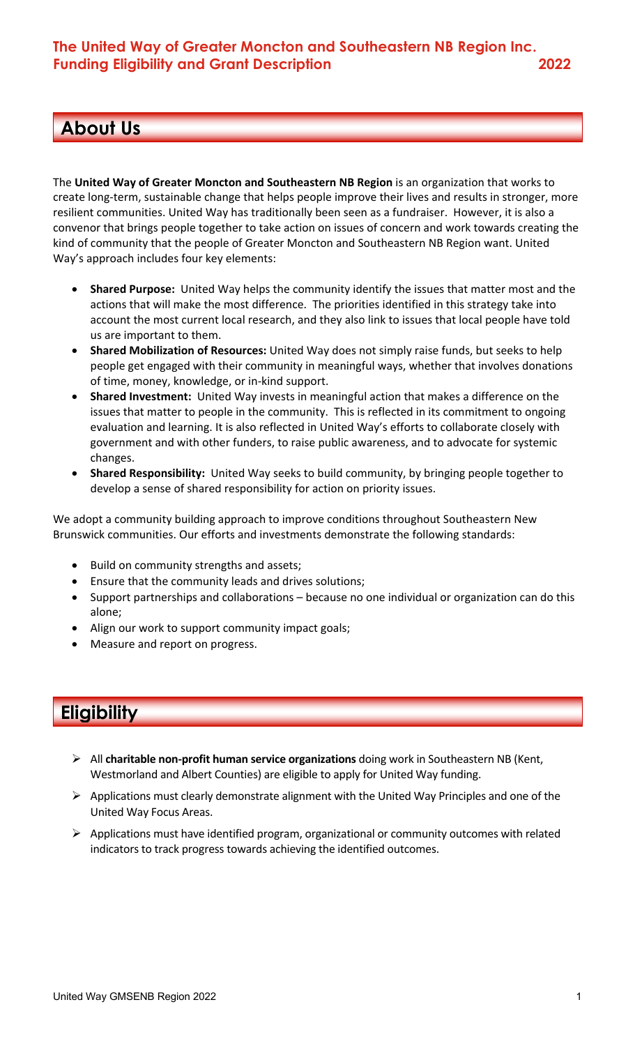# The United Way of Greater Moncton and Southeastern NB Region Inc.
# Funding Eligibility and Grant Description 2022

## About Us

The **United Way of Greater Moncton and Southeastern NB Region** is an organization that works to create long-term, sustainable change that helps people improve their lives and results in stronger, more resilient communities. United Way has traditionally been seen as a fundraiser. However, it is also a convenor that brings people together to take action on issues of concern and work towards creating the kind of community that the people of Greater Moncton and Southeastern NB Region want. United Way's approach includes four key elements:

- **Shared Purpose:** United Way helps the community identify the issues that matter most and the actions that will make the most difference. The priorities identified in this strategy take into account the most current local research, and they also link to issues that local people have told us are important to them.
- **Shared Mobilization of Resources:** United Way does not simply raise funds, but seeks to help people get engaged with their community in meaningful ways, whether that involves donations of time, money, knowledge, or in-kind support.
- **Shared Investment:** United Way invests in meaningful action that makes a difference on the issues that matter to people in the community. This is reflected in its commitment to ongoing evaluation and learning. It is also reflected in United Way's efforts to collaborate closely with government and with other funders, to raise public awareness, and to advocate for systemic changes.
- **Shared Responsibility:** United Way seeks to build community, by bringing people together to develop a sense of shared responsibility for action on priority issues.

We adopt a community building approach to improve conditions throughout Southeastern New Brunswick communities. Our efforts and investments demonstrate the following standards:

- Build on community strengths and assets;
- Ensure that the community leads and drives solutions;
- Support partnerships and collaborations – because no one individual or organization can do this alone;
- Align our work to support community impact goals;
- Measure and report on progress.

## Eligibility

- All **charitable non-profit human service organizations** doing work in Southeastern NB (Kent, Westmorland and Albert Counties) are eligible to apply for United Way funding.
- Applications must clearly demonstrate alignment with the United Way Principles and one of the United Way Focus Areas.
- Applications must have identified program, organizational or community outcomes with related indicators to track progress towards achieving the identified outcomes.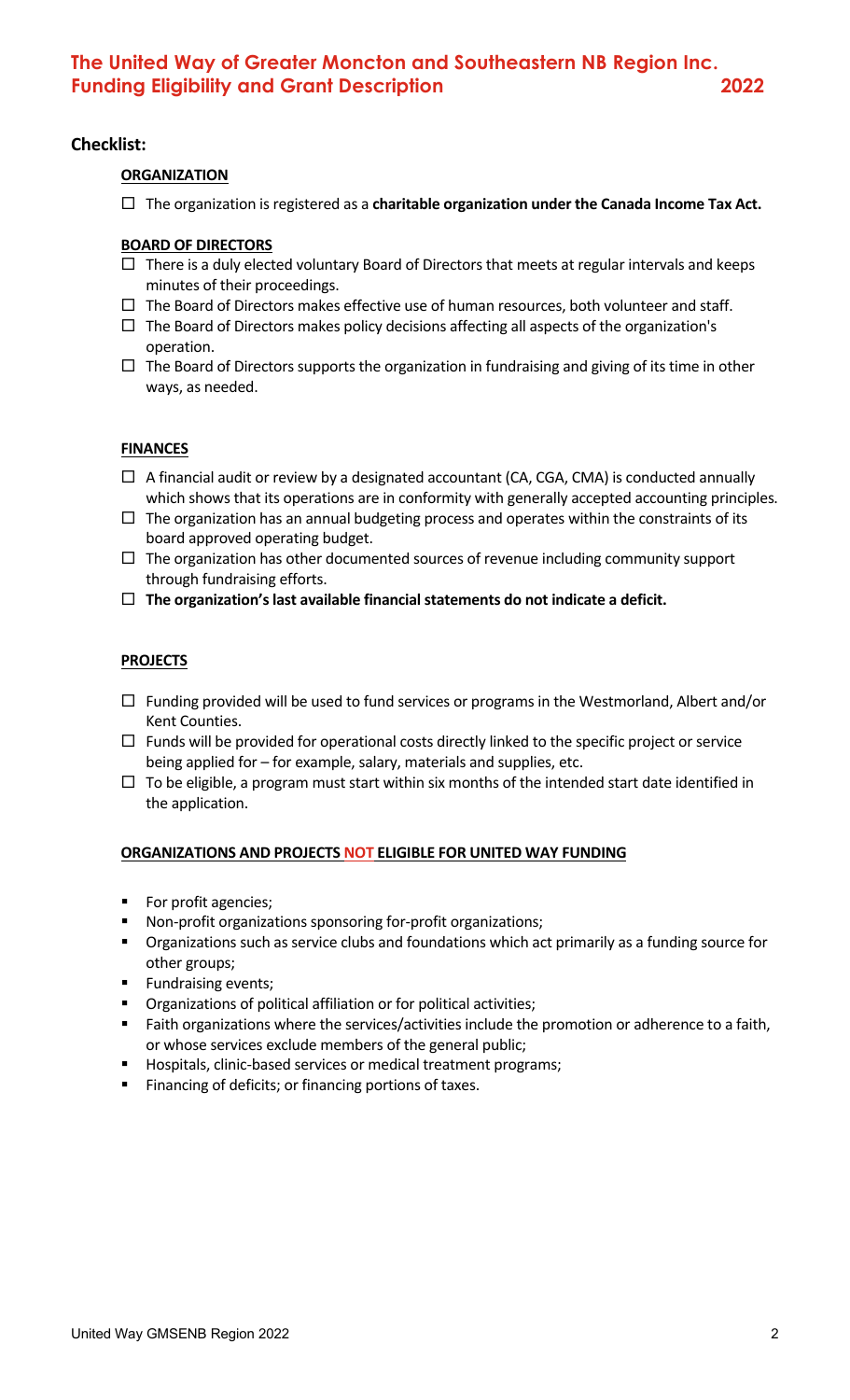# The United Way of Greater Moncton and Southeastern NB Region Inc. Funding Eligibility and Grant Description 2022

## Checklist:

### ORGANIZATION

- ☐ The organization is registered as a **charitable organization under the Canada Income Tax Act.**

### BOARD OF DIRECTORS

- ☐ There is a duly elected voluntary Board of Directors that meets at regular intervals and keeps minutes of their proceedings.
- ☐ The Board of Directors makes effective use of human resources, both volunteer and staff.
- ☐ The Board of Directors makes policy decisions affecting all aspects of the organization's operation.
- ☐ The Board of Directors supports the organization in fundraising and giving of its time in other ways, as needed.

### FINANCES

- ☐ A financial audit or review by a designated accountant (CA, CGA, CMA) is conducted annually which shows that its operations are in conformity with generally accepted accounting principles.
- ☐ The organization has an annual budgeting process and operates within the constraints of its board approved operating budget.
- ☐ The organization has other documented sources of revenue including community support through fundraising efforts.
- ☐ **The organization's last available financial statements do not indicate a deficit.**

### PROJECTS

- ☐ Funding provided will be used to fund services or programs in the Westmorland, Albert and/or Kent Counties.
- ☐ Funds will be provided for operational costs directly linked to the specific project or service being applied for – for example, salary, materials and supplies, etc.
- ☐ To be eligible, a program must start within six months of the intended start date identified in the application.

### ORGANIZATIONS AND PROJECTS NOT ELIGIBLE FOR UNITED WAY FUNDING

- For profit agencies;
- Non-profit organizations sponsoring for-profit organizations;
- Organizations such as service clubs and foundations which act primarily as a funding source for other groups;
- Fundraising events;
- Organizations of political affiliation or for political activities;
- Faith organizations where the services/activities include the promotion or adherence to a faith, or whose services exclude members of the general public;
- Hospitals, clinic-based services or medical treatment programs;
- Financing of deficits; or financing portions of taxes.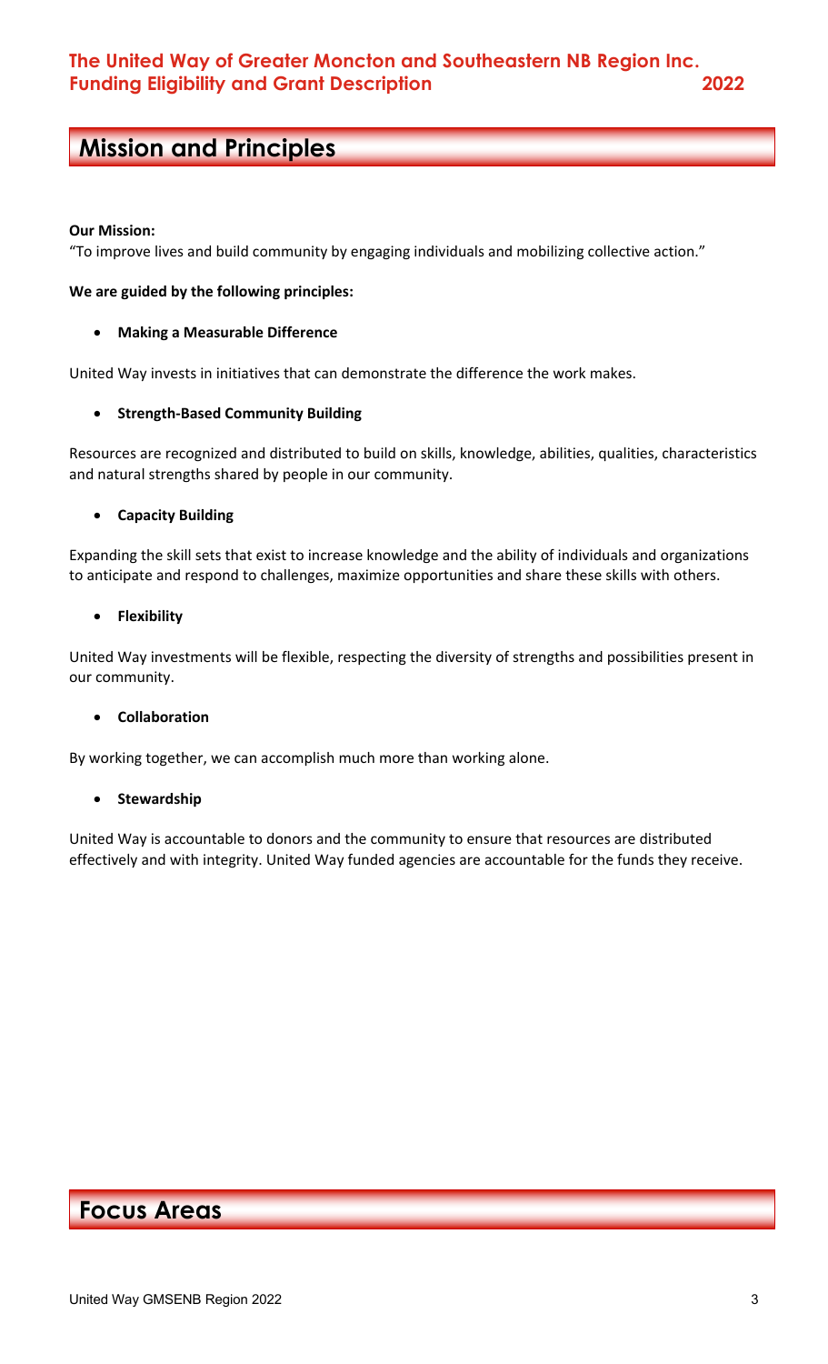## Mission and Principles

**Our Mission:**

"To improve lives and build community by engaging individuals and mobilizing collective action."

**We are guided by the following principles:**

- **Making a Measurable Difference**

United Way invests in initiatives that can demonstrate the difference the work makes.

- **Strength-Based Community Building**

Resources are recognized and distributed to build on skills, knowledge, abilities, qualities, characteristics and natural strengths shared by people in our community.

- **Capacity Building**

Expanding the skill sets that exist to increase knowledge and the ability of individuals and organizations to anticipate and respond to challenges, maximize opportunities and share these skills with others.

- **Flexibility**

United Way investments will be flexible, respecting the diversity of strengths and possibilities present in our community.

- **Collaboration**

By working together, we can accomplish much more than working alone.

- **Stewardship**

United Way is accountable to donors and the community to ensure that resources are distributed effectively and with integrity. United Way funded agencies are accountable for the funds they receive.

## Focus Areas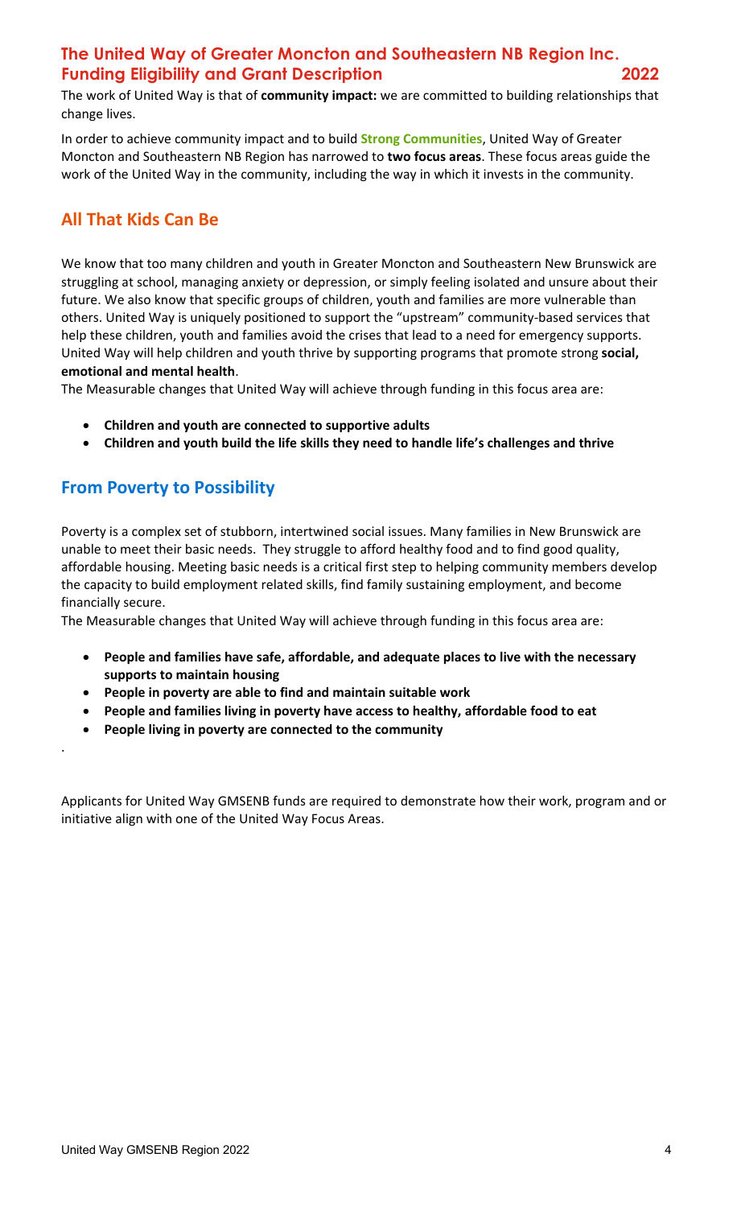# The United Way of Greater Moncton and Southeastern NB Region Inc. Funding Eligibility and Grant Description 2022

The work of United Way is that of **community impact:** we are committed to building relationships that change lives.

In order to achieve community impact and to build **Strong Communities**, United Way of Greater Moncton and Southeastern NB Region has narrowed to **two focus areas**. These focus areas guide the work of the United Way in the community, including the way in which it invests in the community.

## All That Kids Can Be

We know that too many children and youth in Greater Moncton and Southeastern New Brunswick are struggling at school, managing anxiety or depression, or simply feeling isolated and unsure about their future. We also know that specific groups of children, youth and families are more vulnerable than others. United Way is uniquely positioned to support the "upstream" community-based services that help these children, youth and families avoid the crises that lead to a need for emergency supports. United Way will help children and youth thrive by supporting programs that promote strong **social, emotional and mental health**.

The Measurable changes that United Way will achieve through funding in this focus area are:

- **Children and youth are connected to supportive adults**
- **Children and youth build the life skills they need to handle life's challenges and thrive**

## From Poverty to Possibility

Poverty is a complex set of stubborn, intertwined social issues. Many families in New Brunswick are unable to meet their basic needs. They struggle to afford healthy food and to find good quality, affordable housing. Meeting basic needs is a critical first step to helping community members develop the capacity to build employment related skills, find family sustaining employment, and become financially secure.

The Measurable changes that United Way will achieve through funding in this focus area are:

- **People and families have safe, affordable, and adequate places to live with the necessary supports to maintain housing**
- **People in poverty are able to find and maintain suitable work**
- **People and families living in poverty have access to healthy, affordable food to eat**
- **People living in poverty are connected to the community**

.

Applicants for United Way GMSENB funds are required to demonstrate how their work, program and or initiative align with one of the United Way Focus Areas.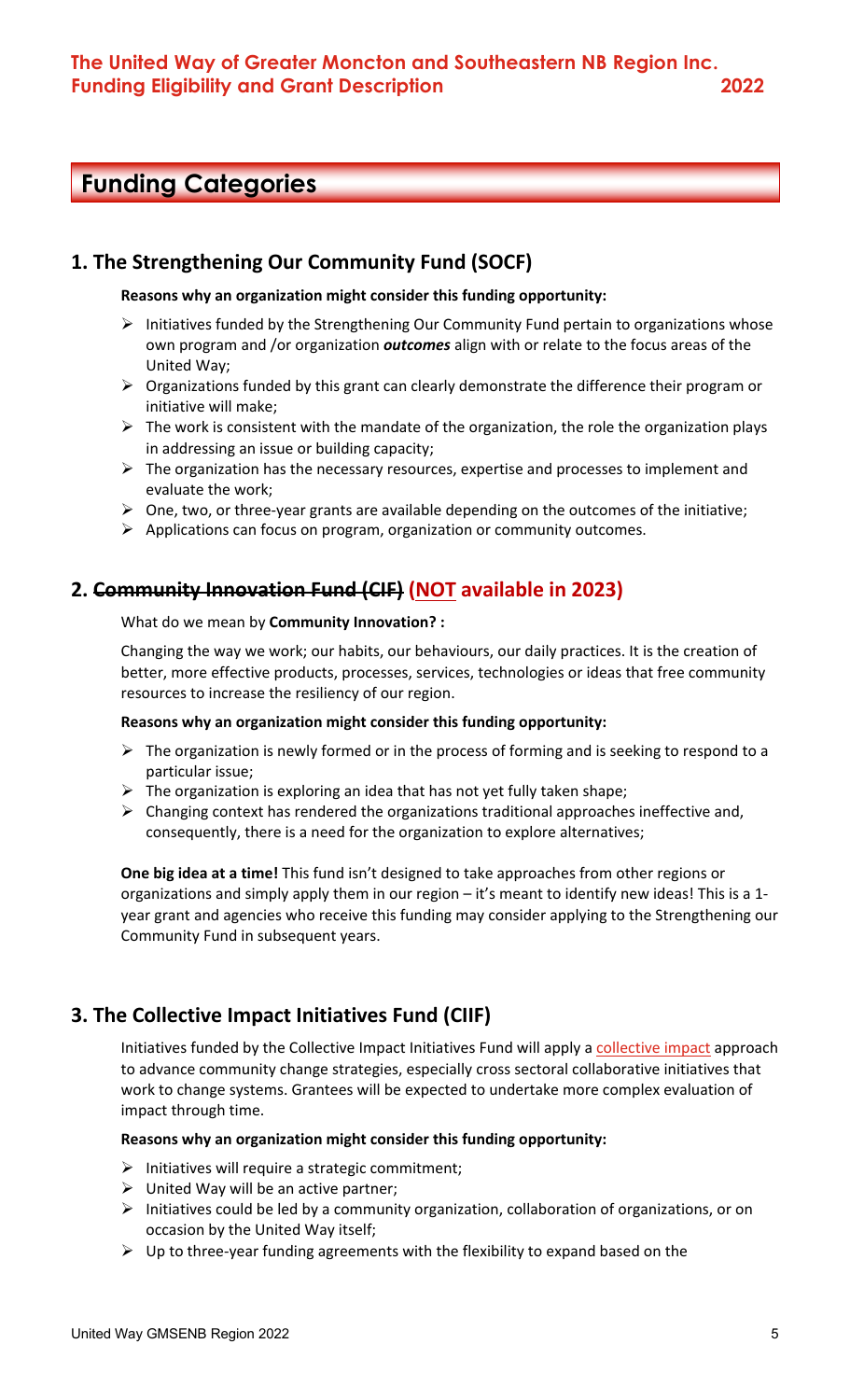## Funding Categories

### 1. The Strengthening Our Community Fund (SOCF)

**Reasons why an organization might consider this funding opportunity:**

- Initiatives funded by the Strengthening Our Community Fund pertain to organizations whose own program and /or organization ***outcomes*** align with or relate to the focus areas of the United Way;
- Organizations funded by this grant can clearly demonstrate the difference their program or initiative will make;
- The work is consistent with the mandate of the organization, the role the organization plays in addressing an issue or building capacity;
- The organization has the necessary resources, expertise and processes to implement and evaluate the work;
- One, two, or three-year grants are available depending on the outcomes of the initiative;
- Applications can focus on program, organization or community outcomes.

### 2. ~~Community Innovation Fund (CIF)~~ (NOT available in 2023)

What do we mean by **Community Innovation? :**

Changing the way we work; our habits, our behaviours, our daily practices. It is the creation of better, more effective products, processes, services, technologies or ideas that free community resources to increase the resiliency of our region.

**Reasons why an organization might consider this funding opportunity:**

- The organization is newly formed or in the process of forming and is seeking to respond to a particular issue;
- The organization is exploring an idea that has not yet fully taken shape;
- Changing context has rendered the organizations traditional approaches ineffective and, consequently, there is a need for the organization to explore alternatives;

**One big idea at a time!** This fund isn't designed to take approaches from other regions or organizations and simply apply them in our region – it's meant to identify new ideas! This is a 1-year grant and agencies who receive this funding may consider applying to the Strengthening our Community Fund in subsequent years.

### 3. The Collective Impact Initiatives Fund (CIIF)

Initiatives funded by the Collective Impact Initiatives Fund will apply a collective impact approach to advance community change strategies, especially cross sectoral collaborative initiatives that work to change systems. Grantees will be expected to undertake more complex evaluation of impact through time.

**Reasons why an organization might consider this funding opportunity:**

- Initiatives will require a strategic commitment;
- United Way will be an active partner;
- Initiatives could be led by a community organization, collaboration of organizations, or on occasion by the United Way itself;
- Up to three-year funding agreements with the flexibility to expand based on the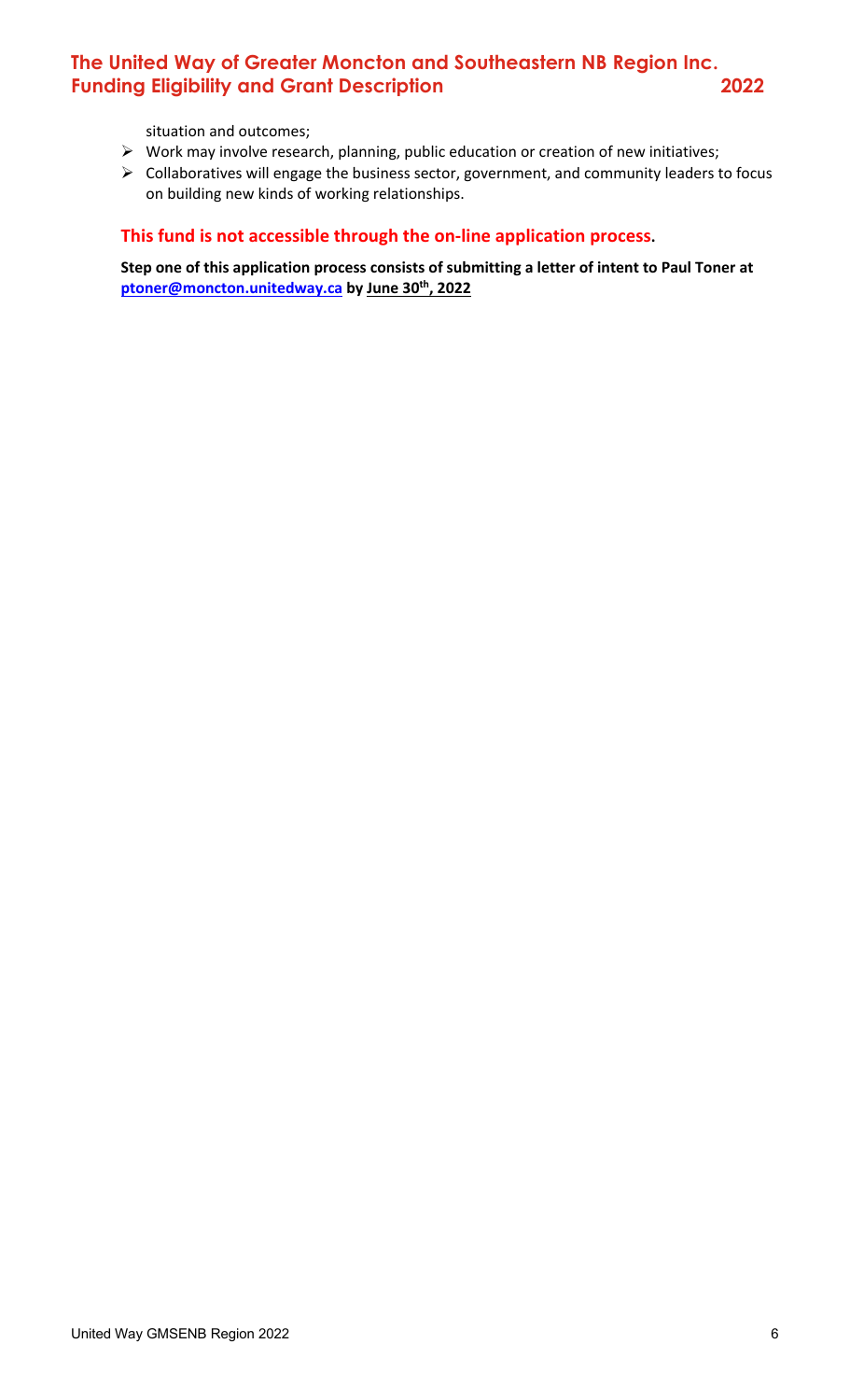situation and outcomes;

- Work may involve research, planning, public education or creation of new initiatives;
- Collaboratives will engage the business sector, government, and community leaders to focus on building new kinds of working relationships.

**This fund is not accessible through the on-line application process.**

**Step one of this application process consists of submitting a letter of intent to Paul Toner at [ptoner@moncton.unitedway.ca](mailto:ptoner@moncton.unitedway.ca) by June 30th, 2022**